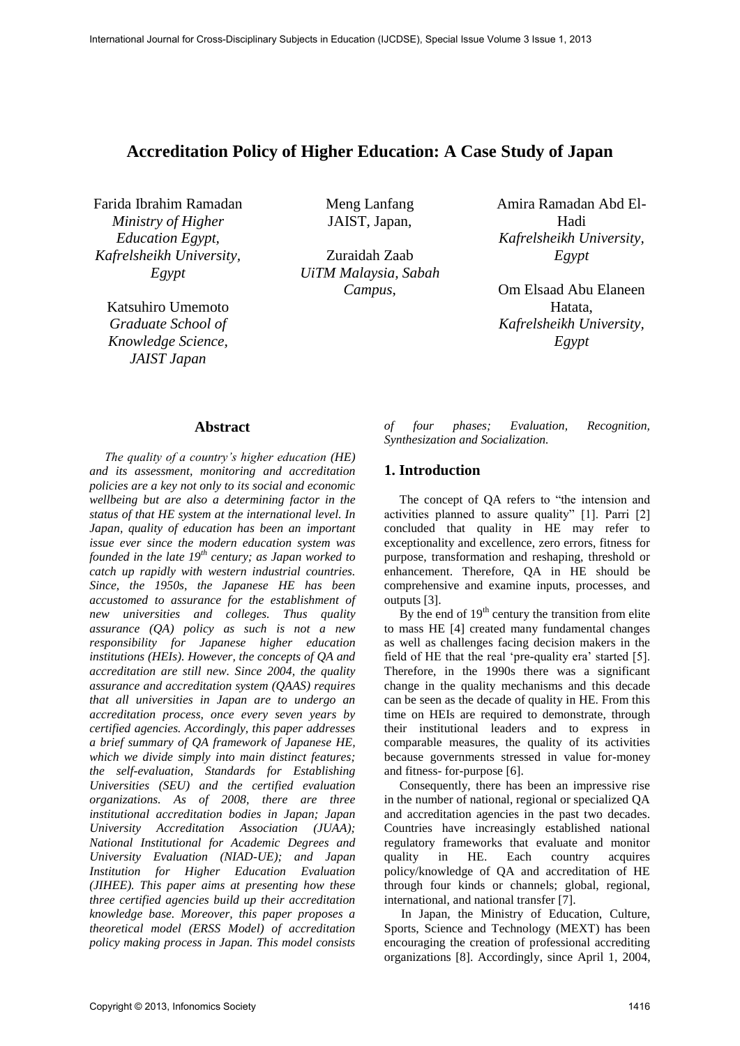# Accreditation Policy of Higher Education: A Case Study of Japan

Farida Ibrahim Ramadan
*Ministry of Higher Education Egypt, Kafrelsheikh University, Egypt*

Katsuhiro Umemoto
*Graduate School of Knowledge Science, JAIST Japan*

Meng Lanfang
JAIST, Japan,

Zuraidah Zaab
*UiTM Malaysia, Sabah Campus,*

Amira Ramadan Abd El-Hadi
*Kafrelsheikh University, Egypt*

Om Elsaad Abu Elaneen Hatata,
*Kafrelsheikh University, Egypt*

## Abstract

*The quality of a country's higher education (HE) and its assessment, monitoring and accreditation policies are a key not only to its social and economic wellbeing but are also a determining factor in the status of that HE system at the international level. In Japan, quality of education has been an important issue ever since the modern education system was founded in the late 19th century; as Japan worked to catch up rapidly with western industrial countries. Since, the 1950s, the Japanese HE has been accustomed to assurance for the establishment of new universities and colleges. Thus quality assurance (QA) policy as such is not a new responsibility for Japanese higher education institutions (HEIs). However, the concepts of QA and accreditation are still new. Since 2004, the quality assurance and accreditation system (QAAS) requires that all universities in Japan are to undergo an accreditation process, once every seven years by certified agencies. Accordingly, this paper addresses a brief summary of QA framework of Japanese HE, which we divide simply into main distinct features; the self-evaluation, Standards for Establishing Universities (SEU) and the certified evaluation organizations. As of 2008, there are three institutional accreditation bodies in Japan; Japan University Accreditation Association (JUAA); National Institutional for Academic Degrees and University Evaluation (NIAD-UE); and Japan Institution for Higher Education Evaluation (JIHEE). This paper aims at presenting how these three certified agencies build up their accreditation knowledge base. Moreover, this paper proposes a theoretical model (ERSS Model) of accreditation policy making process in Japan. This model consists of four phases; Evaluation, Recognition, Synthesization and Socialization.*

## 1. Introduction

The concept of QA refers to "the intension and activities planned to assure quality" [1]. Parri [2] concluded that quality in HE may refer to exceptionality and excellence, zero errors, fitness for purpose, transformation and reshaping, threshold or enhancement. Therefore, QA in HE should be comprehensive and examine inputs, processes, and outputs [3].

By the end of 19th century the transition from elite to mass HE [4] created many fundamental changes as well as challenges facing decision makers in the field of HE that the real 'pre-quality era' started [5]. Therefore, in the 1990s there was a significant change in the quality mechanisms and this decade can be seen as the decade of quality in HE. From this time on HEIs are required to demonstrate, through their institutional leaders and to express in comparable measures, the quality of its activities because governments stressed in value for-money and fitness- for-purpose [6].

Consequently, there has been an impressive rise in the number of national, regional or specialized QA and accreditation agencies in the past two decades. Countries have increasingly established national regulatory frameworks that evaluate and monitor quality in HE. Each country acquires policy/knowledge of QA and accreditation of HE through four kinds or channels; global, regional, international, and national transfer [7].

In Japan, the Ministry of Education, Culture, Sports, Science and Technology (MEXT) has been encouraging the creation of professional accrediting organizations [8]. Accordingly, since April 1, 2004,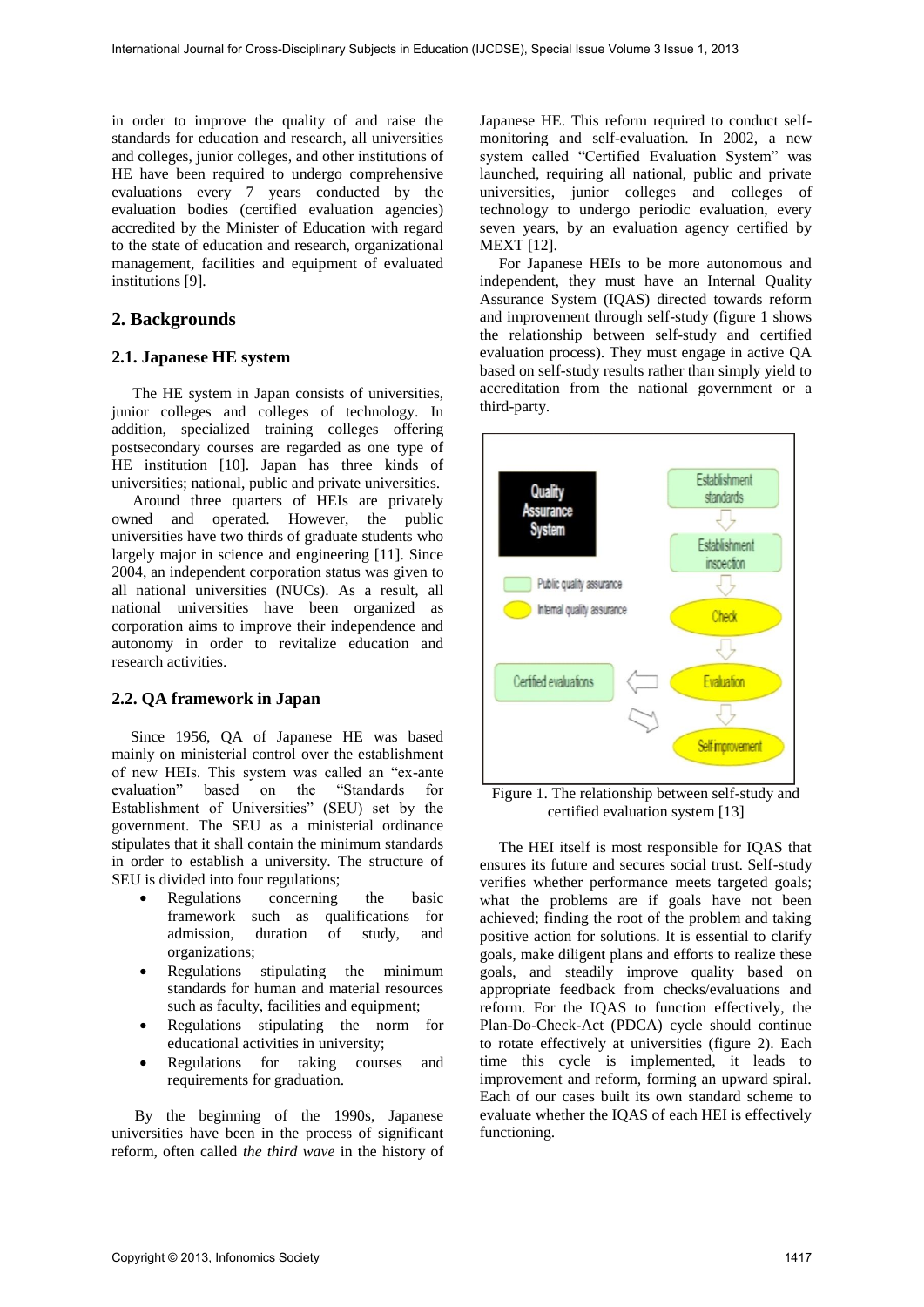in order to improve the quality of and raise the standards for education and research, all universities and colleges, junior colleges, and other institutions of HE have been required to undergo comprehensive evaluations every 7 years conducted by the evaluation bodies (certified evaluation agencies) accredited by the Minister of Education with regard to the state of education and research, organizational management, facilities and equipment of evaluated institutions [9].

## 2. Backgrounds

### 2.1. Japanese HE system

The HE system in Japan consists of universities, junior colleges and colleges of technology. In addition, specialized training colleges offering postsecondary courses are regarded as one type of HE institution [10]. Japan has three kinds of universities; national, public and private universities.

Around three quarters of HEIs are privately owned and operated. However, the public universities have two thirds of graduate students who largely major in science and engineering [11]. Since 2004, an independent corporation status was given to all national universities (NUCs). As a result, all national universities have been organized as corporation aims to improve their independence and autonomy in order to revitalize education and research activities.

### 2.2. QA framework in Japan

Since 1956, QA of Japanese HE was based mainly on ministerial control over the establishment of new HEIs. This system was called an "ex-ante evaluation" based on the "Standards for Establishment of Universities" (SEU) set by the government. The SEU as a ministerial ordinance stipulates that it shall contain the minimum standards in order to establish a university. The structure of SEU is divided into four regulations;

- Regulations concerning the basic framework such as qualifications for admission, duration of study, and organizations;
- Regulations stipulating the minimum standards for human and material resources such as faculty, facilities and equipment;
- Regulations stipulating the norm for educational activities in university;
- Regulations for taking courses and requirements for graduation.

By the beginning of the 1990s, Japanese universities have been in the process of significant reform, often called *the third wave* in the history of Japanese HE. This reform required to conduct self-monitoring and self-evaluation. In 2002, a new system called "Certified Evaluation System" was launched, requiring all national, public and private universities, junior colleges and colleges of technology to undergo periodic evaluation, every seven years, by an evaluation agency certified by MEXT [12].

For Japanese HEIs to be more autonomous and independent, they must have an Internal Quality Assurance System (IQAS) directed towards reform and improvement through self-study (figure 1 shows the relationship between self-study and certified evaluation process). They must engage in active QA based on self-study results rather than simply yield to accreditation from the national government or a third-party.

Figure 1. The relationship between self-study and certified evaluation system [13]

The HEI itself is most responsible for IQAS that ensures its future and secures social trust. Self-study verifies whether performance meets targeted goals; what the problems are if goals have not been achieved; finding the root of the problem and taking positive action for solutions. It is essential to clarify goals, make diligent plans and efforts to realize these goals, and steadily improve quality based on appropriate feedback from checks/evaluations and reform. For the IQAS to function effectively, the Plan-Do-Check-Act (PDCA) cycle should continue to rotate effectively at universities (figure 2). Each time this cycle is implemented, it leads to improvement and reform, forming an upward spiral. Each of our cases built its own standard scheme to evaluate whether the IQAS of each HEI is effectively functioning.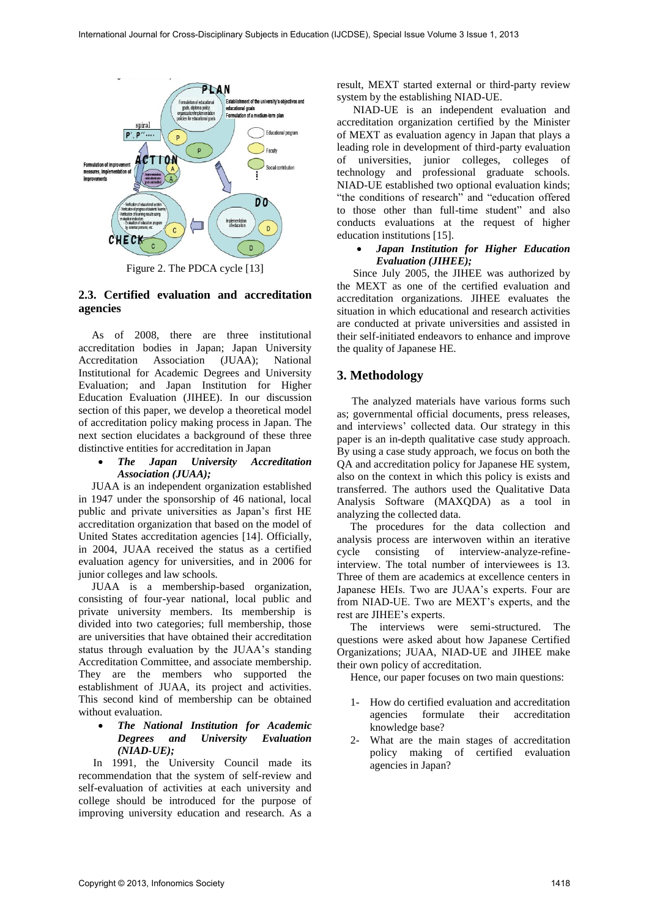Figure 2. The PDCA cycle [13]

## 2.3. Certified evaluation and accreditation agencies

As of 2008, there are three institutional accreditation bodies in Japan; Japan University Accreditation Association (JUAA); National Institutional for Academic Degrees and University Evaluation; and Japan Institution for Higher Education Evaluation (JIHEE). In our discussion section of this paper, we develop a theoretical model of accreditation policy making process in Japan. The next section elucidates a background of these three distinctive entities for accreditation in Japan

- ***The Japan University Accreditation Association (JUAA);***

JUAA is an independent organization established in 1947 under the sponsorship of 46 national, local public and private universities as Japan's first HE accreditation organization that based on the model of United States accreditation agencies [14]. Officially, in 2004, JUAA received the status as a certified evaluation agency for universities, and in 2006 for junior colleges and law schools.

JUAA is a membership-based organization, consisting of four-year national, local public and private university members. Its membership is divided into two categories; full membership, those are universities that have obtained their accreditation status through evaluation by the JUAA's standing Accreditation Committee, and associate membership. They are the members who supported the establishment of JUAA, its project and activities. This second kind of membership can be obtained without evaluation.

- ***The National Institution for Academic Degrees and University Evaluation (NIAD-UE);***

In 1991, the University Council made its recommendation that the system of self-review and self-evaluation of activities at each university and college should be introduced for the purpose of improving university education and research. As a result, MEXT started external or third-party review system by the establishing NIAD-UE.

NIAD-UE is an independent evaluation and accreditation organization certified by the Minister of MEXT as evaluation agency in Japan that plays a leading role in development of third-party evaluation of universities, junior colleges, colleges of technology and professional graduate schools. NIAD-UE established two optional evaluation kinds; "the conditions of research" and "education offered to those other than full-time student" and also conducts evaluations at the request of higher education institutions [15].

- ***Japan Institution for Higher Education Evaluation (JIHEE);***

Since July 2005, the JIHEE was authorized by the MEXT as one of the certified evaluation and accreditation organizations. JIHEE evaluates the situation in which educational and research activities are conducted at private universities and assisted in their self-initiated endeavors to enhance and improve the quality of Japanese HE.

## 3. Methodology

The analyzed materials have various forms such as; governmental official documents, press releases, and interviews' collected data. Our strategy in this paper is an in-depth qualitative case study approach. By using a case study approach, we focus on both the QA and accreditation policy for Japanese HE system, also on the context in which this policy is exists and transferred. The authors used the Qualitative Data Analysis Software (MAXQDA) as a tool in analyzing the collected data.

The procedures for the data collection and analysis process are interwoven within an iterative cycle consisting of interview-analyze-refine-interview. The total number of interviewees is 13. Three of them are academics at excellence centers in Japanese HEIs. Two are JUAA's experts. Four are from NIAD-UE. Two are MEXT's experts, and the rest are JIHEE's experts.

The interviews were semi-structured. The questions were asked about how Japanese Certified Organizations; JUAA, NIAD-UE and JIHEE make their own policy of accreditation.

Hence, our paper focuses on two main questions:

1- How do certified evaluation and accreditation agencies formulate their accreditation knowledge base?

2- What are the main stages of accreditation policy making of certified evaluation agencies in Japan?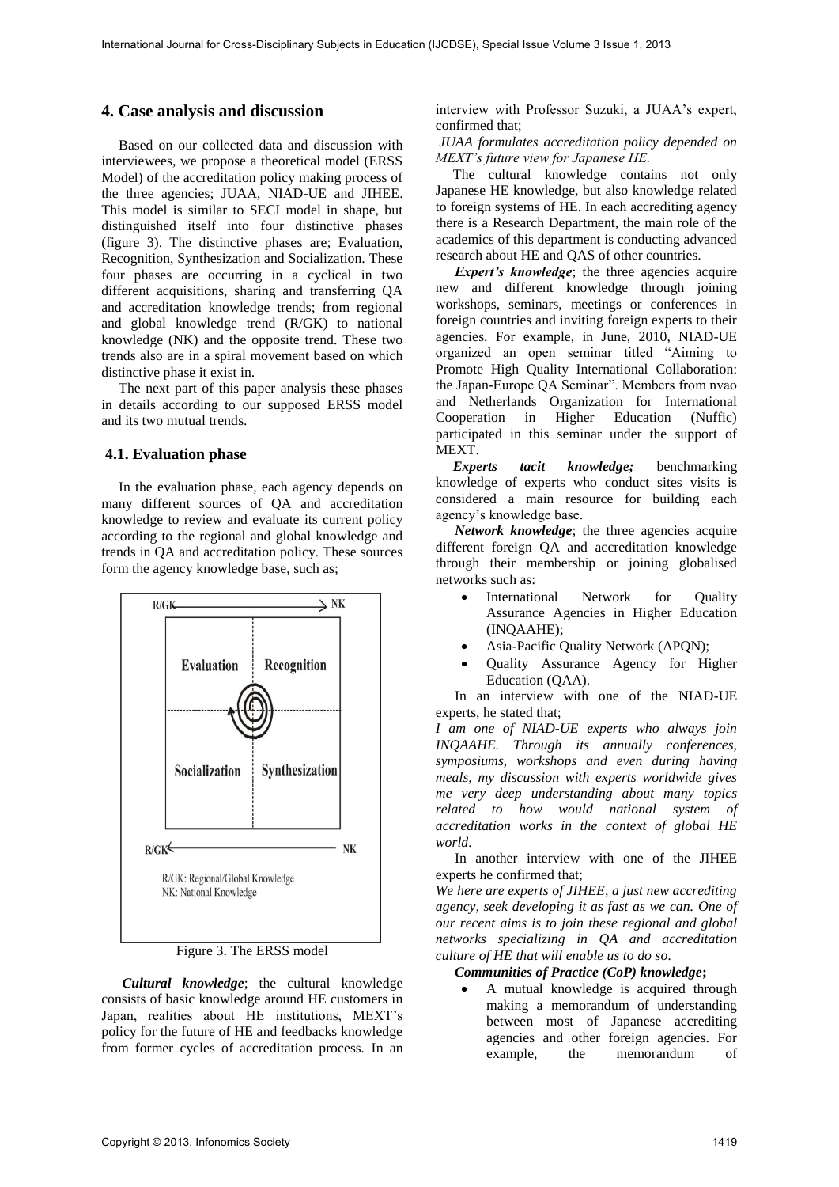## 4. Case analysis and discussion

Based on our collected data and discussion with interviewees, we propose a theoretical model (ERSS Model) of the accreditation policy making process of the three agencies; JUAA, NIAD-UE and JIHEE. This model is similar to SECI model in shape, but distinguished itself into four distinctive phases (figure 3). The distinctive phases are; Evaluation, Recognition, Synthesization and Socialization. These four phases are occurring in a cyclical in two different acquisitions, sharing and transferring QA and accreditation knowledge trends; from regional and global knowledge trend (R/GK) to national knowledge (NK) and the opposite trend. These two trends also are in a spiral movement based on which distinctive phase it exist in.

The next part of this paper analysis these phases in details according to our supposed ERSS model and its two mutual trends.

### 4.1. Evaluation phase

In the evaluation phase, each agency depends on many different sources of QA and accreditation knowledge to review and evaluate its current policy according to the regional and global knowledge and trends in QA and accreditation policy. These sources form the agency knowledge base, such as;

R/GK → NK

Evaluation | Recognition

Socialization | Synthesization

R/GK ← NK

R/GK: Regional/Global Knowledge
NK: National Knowledge

Figure 3. The ERSS model

***Cultural knowledge***; the cultural knowledge consists of basic knowledge around HE customers in Japan, realities about HE institutions, MEXT's policy for the future of HE and feedbacks knowledge from former cycles of accreditation process. In an interview with Professor Suzuki, a JUAA's expert, confirmed that;

*JUAA formulates accreditation policy depended on MEXT's future view for Japanese HE.*

The cultural knowledge contains not only Japanese HE knowledge, but also knowledge related to foreign systems of HE. In each accrediting agency there is a Research Department, the main role of the academics of this department is conducting advanced research about HE and QAS of other countries.

***Expert's knowledge***; the three agencies acquire new and different knowledge through joining workshops, seminars, meetings or conferences in foreign countries and inviting foreign experts to their agencies. For example, in June, 2010, NIAD-UE organized an open seminar titled "Aiming to Promote High Quality International Collaboration: the Japan-Europe QA Seminar". Members from nvao and Netherlands Organization for International Cooperation in Higher Education (Nuffic) participated in this seminar under the support of MEXT.

***Experts tacit knowledge;*** benchmarking knowledge of experts who conduct sites visits is considered a main resource for building each agency's knowledge base.

***Network knowledge***; the three agencies acquire different foreign QA and accreditation knowledge through their membership or joining globalised networks such as:

- International Network for Quality Assurance Agencies in Higher Education (INQAAHE);
- Asia-Pacific Quality Network (APQN);
- Quality Assurance Agency for Higher Education (QAA).

In an interview with one of the NIAD-UE experts, he stated that;

*I am one of NIAD-UE experts who always join INQAAHE. Through its annually conferences, symposiums, workshops and even during having meals, my discussion with experts worldwide gives me very deep understanding about many topics related to how would national system of accreditation works in the context of global HE world.*

In another interview with one of the JIHEE experts he confirmed that;

*We here are experts of JIHEE, a just new accrediting agency, seek developing it as fast as we can. One of our recent aims is to join these regional and global networks specializing in QA and accreditation culture of HE that will enable us to do so.*

***Communities of Practice (CoP) knowledge*;**

- A mutual knowledge is acquired through making a memorandum of understanding between most of Japanese accrediting agencies and other foreign agencies. For example, the memorandum of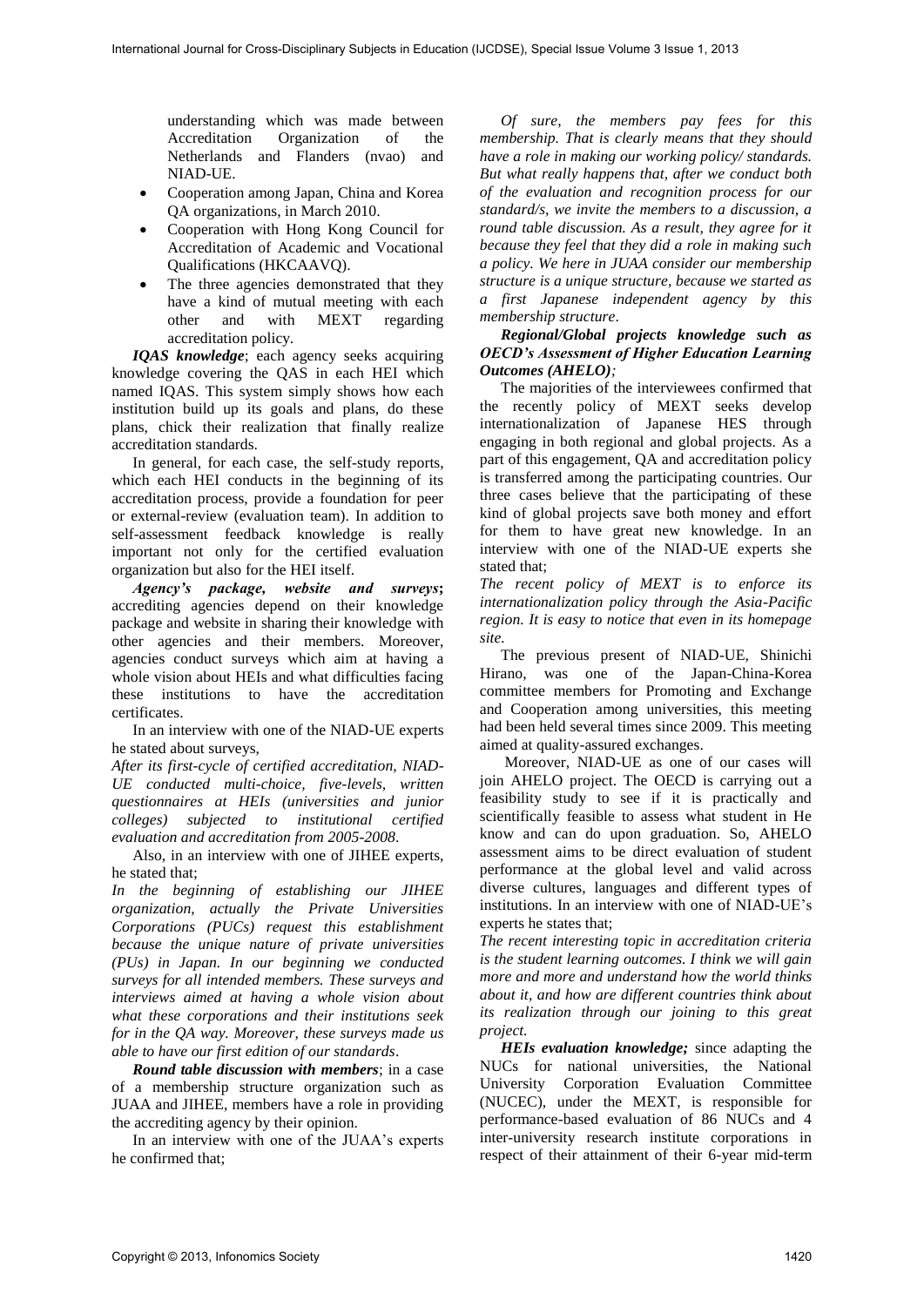understanding which was made between Accreditation Organization of the Netherlands and Flanders (nvao) and NIAD-UE.

- Cooperation among Japan, China and Korea QA organizations, in March 2010.
- Cooperation with Hong Kong Council for Accreditation of Academic and Vocational Qualifications (HKCAAVQ).
- The three agencies demonstrated that they have a kind of mutual meeting with each other and with MEXT regarding accreditation policy.

***IQAS knowledge***; each agency seeks acquiring knowledge covering the QAS in each HEI which named IQAS. This system simply shows how each institution build up its goals and plans, do these plans, chick their realization that finally realize accreditation standards.

In general, for each case, the self-study reports, which each HEI conducts in the beginning of its accreditation process, provide a foundation for peer or external-review (evaluation team). In addition to self-assessment feedback knowledge is really important not only for the certified evaluation organization but also for the HEI itself.

***Agency's package, website and surveys***; accrediting agencies depend on their knowledge package and website in sharing their knowledge with other agencies and their members. Moreover, agencies conduct surveys which aim at having a whole vision about HEIs and what difficulties facing these institutions to have the accreditation certificates.

In an interview with one of the NIAD-UE experts he stated about surveys,

*After its first-cycle of certified accreditation, NIAD-UE conducted multi-choice, five-levels, written questionnaires at HEIs (universities and junior colleges) subjected to institutional certified evaluation and accreditation from 2005-2008.*

Also, in an interview with one of JIHEE experts, he stated that;

*In the beginning of establishing our JIHEE organization, actually the Private Universities Corporations (PUCs) request this establishment because the unique nature of private universities (PUs) in Japan. In our beginning we conducted surveys for all intended members. These surveys and interviews aimed at having a whole vision about what these corporations and their institutions seek for in the QA way. Moreover, these surveys made us able to have our first edition of our standards.*

***Round table discussion with members***; in a case of a membership structure organization such as JUAA and JIHEE, members have a role in providing the accrediting agency by their opinion.

In an interview with one of the JUAA's experts he confirmed that;

*Of sure, the members pay fees for this membership. That is clearly means that they should have a role in making our working policy/ standards. But what really happens that, after we conduct both of the evaluation and recognition process for our standard/s, we invite the members to a discussion, a round table discussion. As a result, they agree for it because they feel that they did a role in making such a policy. We here in JUAA consider our membership structure is a unique structure, because we started as a first Japanese independent agency by this membership structure.*

***Regional/Global projects knowledge such as OECD's Assessment of Higher Education Learning Outcomes (AHELO);***

The majorities of the interviewees confirmed that the recently policy of MEXT seeks develop internationalization of Japanese HES through engaging in both regional and global projects. As a part of this engagement, QA and accreditation policy is transferred among the participating countries. Our three cases believe that the participating of these kind of global projects save both money and effort for them to have great new knowledge. In an interview with one of the NIAD-UE experts she stated that;

*The recent policy of MEXT is to enforce its internationalization policy through the Asia-Pacific region. It is easy to notice that even in its homepage site.*

The previous present of NIAD-UE, Shinichi Hirano, was one of the Japan-China-Korea committee members for Promoting and Exchange and Cooperation among universities, this meeting had been held several times since 2009. This meeting aimed at quality-assured exchanges.

Moreover, NIAD-UE as one of our cases will join AHELO project. The OECD is carrying out a feasibility study to see if it is practically and scientifically feasible to assess what student in He know and can do upon graduation. So, AHELO assessment aims to be direct evaluation of student performance at the global level and valid across diverse cultures, languages and different types of institutions. In an interview with one of NIAD-UE's experts he states that;

*The recent interesting topic in accreditation criteria is the student learning outcomes. I think we will gain more and more and understand how the world thinks about it, and how are different countries think about its realization through our joining to this great project.*

***HEIs evaluation knowledge;*** since adapting the NUCs for national universities, the National University Corporation Evaluation Committee (NUCEC), under the MEXT, is responsible for performance-based evaluation of 86 NUCs and 4 inter-university research institute corporations in respect of their attainment of their 6-year mid-term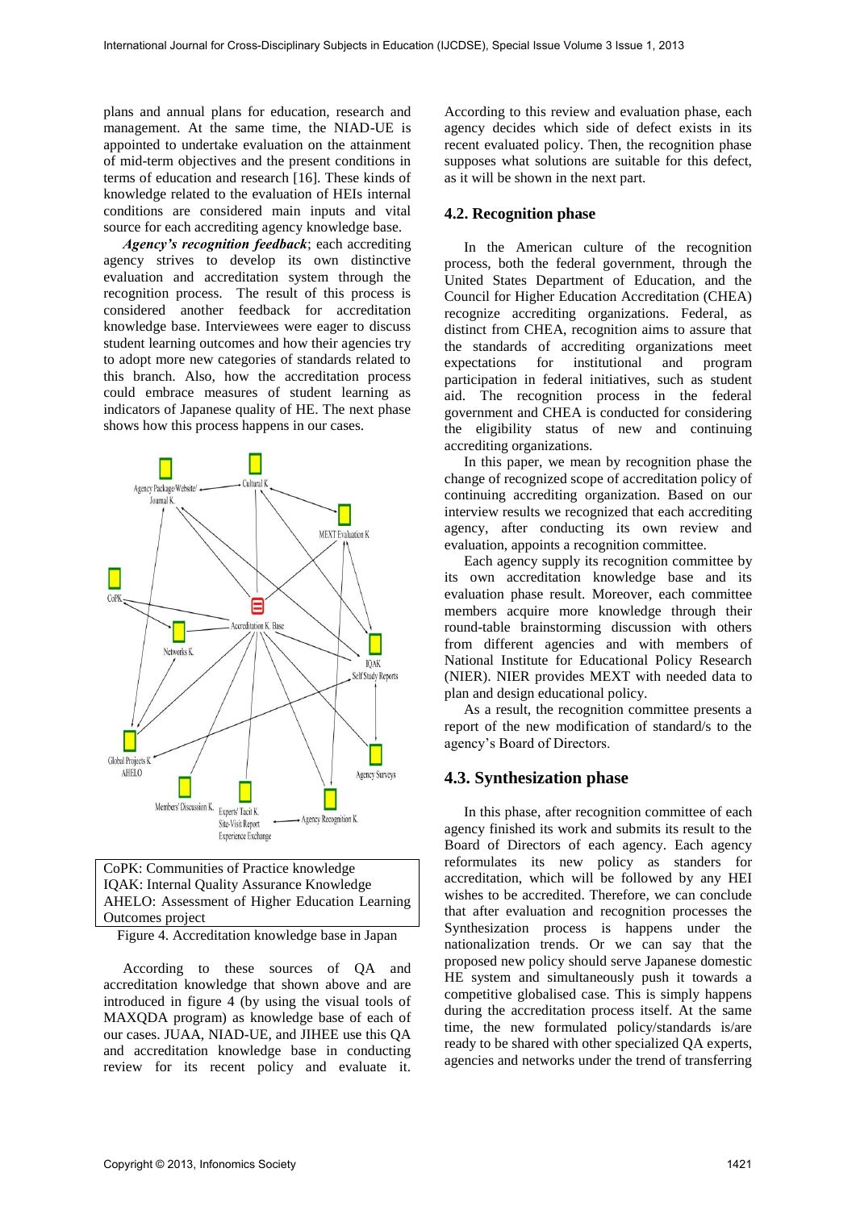plans and annual plans for education, research and management. At the same time, the NIAD-UE is appointed to undertake evaluation on the attainment of mid-term objectives and the present conditions in terms of education and research [16]. These kinds of knowledge related to the evaluation of HEIs internal conditions are considered main inputs and vital source for each accrediting agency knowledge base.

***Agency's recognition feedback***; each accrediting agency strives to develop its own distinctive evaluation and accreditation system through the recognition process. The result of this process is considered another feedback for accreditation knowledge base. Interviewees were eager to discuss student learning outcomes and how their agencies try to adopt more new categories of standards related to this branch. Also, how the accreditation process could embrace measures of student learning as indicators of Japanese quality of HE. The next phase shows how this process happens in our cases.

CoPK: Communities of Practice knowledge
IQAK: Internal Quality Assurance Knowledge
AHELO: Assessment of Higher Education Learning Outcomes project

Figure 4. Accreditation knowledge base in Japan

According to these sources of QA and accreditation knowledge that shown above and are introduced in figure 4 (by using the visual tools of MAXQDA program) as knowledge base of each of our cases. JUAA, NIAD-UE, and JIHEE use this QA and accreditation knowledge base in conducting review for its recent policy and evaluate it. According to this review and evaluation phase, each agency decides which side of defect exists in its recent evaluated policy. Then, the recognition phase supposes what solutions are suitable for this defect, as it will be shown in the next part.

### 4.2. Recognition phase

In the American culture of the recognition process, both the federal government, through the United States Department of Education, and the Council for Higher Education Accreditation (CHEA) recognize accrediting organizations. Federal, as distinct from CHEA, recognition aims to assure that the standards of accrediting organizations meet expectations for institutional and program participation in federal initiatives, such as student aid. The recognition process in the federal government and CHEA is conducted for considering the eligibility status of new and continuing accrediting organizations.

In this paper, we mean by recognition phase the change of recognized scope of accreditation policy of continuing accrediting organization. Based on our interview results we recognized that each accrediting agency, after conducting its own review and evaluation, appoints a recognition committee.

Each agency supply its recognition committee by its own accreditation knowledge base and its evaluation phase result. Moreover, each committee members acquire more knowledge through their round-table brainstorming discussion with others from different agencies and with members of National Institute for Educational Policy Research (NIER). NIER provides MEXT with needed data to plan and design educational policy.

As a result, the recognition committee presents a report of the new modification of standard/s to the agency's Board of Directors.

### 4.3. Synthesization phase

In this phase, after recognition committee of each agency finished its work and submits its result to the Board of Directors of each agency. Each agency reformulates its new policy as standers for accreditation, which will be followed by any HEI wishes to be accredited. Therefore, we can conclude that after evaluation and recognition processes the Synthesization process is happens under the nationalization trends. Or we can say that the proposed new policy should serve Japanese domestic HE system and simultaneously push it towards a competitive globalised case. This is simply happens during the accreditation process itself. At the same time, the new formulated policy/standards is/are ready to be shared with other specialized QA experts, agencies and networks under the trend of transferring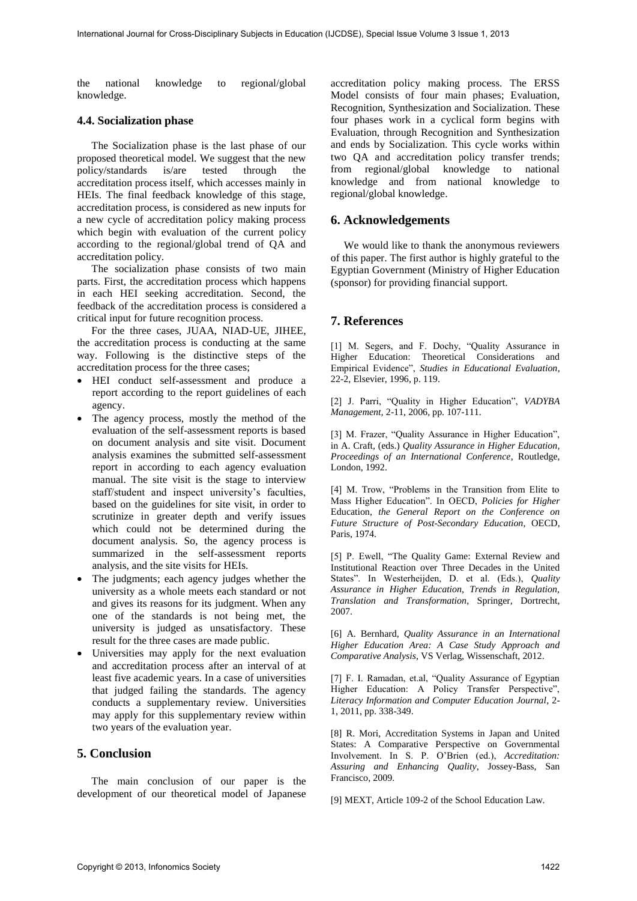the national knowledge to regional/global knowledge.

### 4.4. Socialization phase

The Socialization phase is the last phase of our proposed theoretical model. We suggest that the new policy/standards is/are tested through the accreditation process itself, which accesses mainly in HEIs. The final feedback knowledge of this stage, accreditation process, is considered as new inputs for a new cycle of accreditation policy making process which begin with evaluation of the current policy according to the regional/global trend of QA and accreditation policy.

The socialization phase consists of two main parts. First, the accreditation process which happens in each HEI seeking accreditation. Second, the feedback of the accreditation process is considered a critical input for future recognition process.

For the three cases, JUAA, NIAD-UE, JIHEE, the accreditation process is conducting at the same way. Following is the distinctive steps of the accreditation process for the three cases;

- HEI conduct self-assessment and produce a report according to the report guidelines of each agency.
- The agency process, mostly the method of the evaluation of the self-assessment reports is based on document analysis and site visit. Document analysis examines the submitted self-assessment report in according to each agency evaluation manual. The site visit is the stage to interview staff/student and inspect university's faculties, based on the guidelines for site visit, in order to scrutinize in greater depth and verify issues which could not be determined during the document analysis. So, the agency process is summarized in the self-assessment reports analysis, and the site visits for HEIs.
- The judgments; each agency judges whether the university as a whole meets each standard or not and gives its reasons for its judgment. When any one of the standards is not being met, the university is judged as unsatisfactory. These result for the three cases are made public.
- Universities may apply for the next evaluation and accreditation process after an interval of at least five academic years. In a case of universities that judged failing the standards. The agency conducts a supplementary review. Universities may apply for this supplementary review within two years of the evaluation year.

## 5. Conclusion

The main conclusion of our paper is the development of our theoretical model of Japanese accreditation policy making process. The ERSS Model consists of four main phases; Evaluation, Recognition, Synthesization and Socialization. These four phases work in a cyclical form begins with Evaluation, through Recognition and Synthesization and ends by Socialization. This cycle works within two QA and accreditation policy transfer trends; from regional/global knowledge to national knowledge and from national knowledge to regional/global knowledge.

## 6. Acknowledgements

We would like to thank the anonymous reviewers of this paper. The first author is highly grateful to the Egyptian Government (Ministry of Higher Education (sponsor) for providing financial support.

## 7. References

[1] M. Segers, and F. Dochy, "Quality Assurance in Higher Education: Theoretical Considerations and Empirical Evidence", *Studies in Educational Evaluation*, 22-2, Elsevier, 1996, p. 119.

[2] J. Parri, "Quality in Higher Education", *VADYBA Management*, 2-11, 2006, pp. 107-111.

[3] M. Frazer, "Quality Assurance in Higher Education", in A. Craft, (eds.) *Quality Assurance in Higher Education, Proceedings of an International Conference*, Routledge, London, 1992.

[4] M. Trow, "Problems in the Transition from Elite to Mass Higher Education". In OECD, *Policies for Higher* Education, *the General Report on the Conference on Future Structure of Post-Secondary Education*, OECD, Paris, 1974.

[5] P. Ewell, "The Quality Game: External Review and Institutional Reaction over Three Decades in the United States". In Westerheijden, D. et al. (Eds.), *Quality Assurance in Higher Education, Trends in Regulation, Translation and Transformation*, Springer, Dortrecht, 2007.

[6] A. Bernhard, *Quality Assurance in an International Higher Education Area: A Case Study Approach and Comparative Analysis*, VS Verlag, Wissenschaft, 2012.

[7] F. I. Ramadan, et.al, "Quality Assurance of Egyptian Higher Education: A Policy Transfer Perspective", *Literacy Information and Computer Education Journal*, 2-1, 2011, pp. 338-349.

[8] R. Mori, Accreditation Systems in Japan and United States: A Comparative Perspective on Governmental Involvement. In S. P. O'Brien (ed.), *Accreditation: Assuring and Enhancing Quality*, Jossey-Bass, San Francisco, 2009.

[9] MEXT, Article 109-2 of the School Education Law.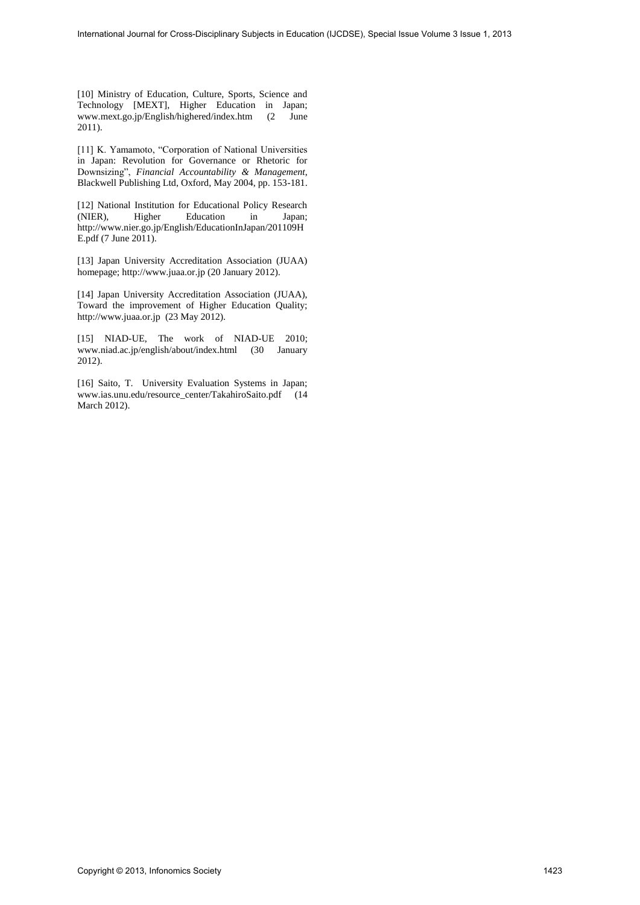[10] Ministry of Education, Culture, Sports, Science and Technology [MEXT], Higher Education in Japan; www.mext.go.jp/English/highered/index.htm (2 June 2011).

[11] K. Yamamoto, "Corporation of National Universities in Japan: Revolution for Governance or Rhetoric for Downsizing", *Financial Accountability & Management*, Blackwell Publishing Ltd, Oxford, May 2004, pp. 153-181.

[12] National Institution for Educational Policy Research (NIER), Higher Education in Japan; http://www.nier.go.jp/English/EducationInJapan/201109HE.pdf (7 June 2011).

[13] Japan University Accreditation Association (JUAA) homepage; http://www.juaa.or.jp (20 January 2012).

[14] Japan University Accreditation Association (JUAA), Toward the improvement of Higher Education Quality; http://www.juaa.or.jp (23 May 2012).

[15] NIAD-UE, The work of NIAD-UE 2010; www.niad.ac.jp/english/about/index.html (30 January 2012).

[16] Saito, T. University Evaluation Systems in Japan; www.ias.unu.edu/resource_center/TakahiroSaito.pdf (14 March 2012).